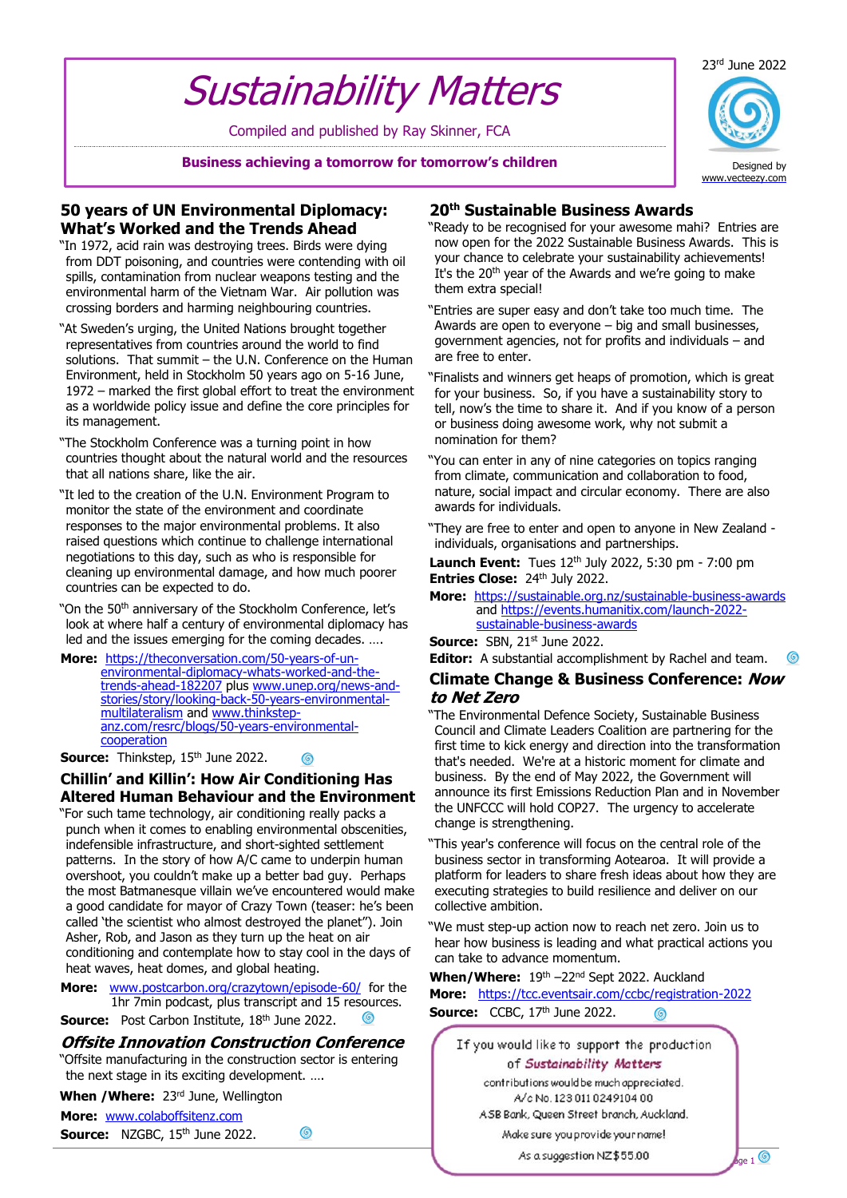# Sustainability Matters

Compiled and published by Ray Skinner, FCA

**Business achieving a tomorrow for tomorrow's children**

23rd June 2022

Designed by www.vecteezy.com

## 50 years of UN Environmental Diplomacy: What's Worked and the Trends Ahead

"In 1972, acid rain was destroying trees. Birds were dying from DDT poisoning, and countries were contending with oil spills, contamination from nuclear weapons testing and the environmental harm of the Vietnam War. Air pollution was crossing borders and harming neighbouring countries.

"At Sweden's urging, the United Nations brought together representatives from countries around the world to find solutions. That summit – the U.N. Conference on the Human Environment, held in Stockholm 50 years ago on 5-16 June, 1972 – marked the first global effort to treat the environment as a worldwide policy issue and define the core principles for its management.

"The Stockholm Conference was a turning point in how countries thought about the natural world and the resources that all nations share, like the air.

"It led to the creation of the U.N. Environment Program to monitor the state of the environment and coordinate responses to the major environmental problems. It also raised questions which continue to challenge international negotiations to this day, such as who is responsible for cleaning up environmental damage, and how much poorer countries can be expected to do.

"On the 50th anniversary of the Stockholm Conference, let's look at where half a century of environmental diplomacy has led and the issues emerging for the coming decades. ….

**More:** https://theconversation.com/50-years-of-un-environmental-diplomacy-whats-worked-and-the-trends-ahead-182207 plus www.unep.org/news-and-stories/story/looking-back-50-years-environmental-multilateralism and www.thinkstep-anz.com/resrc/blogs/50-years-environmental-cooperation

**Source:** Thinkstep, 15th June 2022.

## Chillin' and Killin': How Air Conditioning Has Altered Human Behaviour and the Environment

"For such tame technology, air conditioning really packs a punch when it comes to enabling environmental obscenities, indefensible infrastructure, and short-sighted settlement patterns. In the story of how A/C came to underpin human overshoot, you couldn't make up a better bad guy. Perhaps the most Batmanesque villain we've encountered would make a good candidate for mayor of Crazy Town (teaser: he's been called 'the scientist who almost destroyed the planet"). Join Asher, Rob, and Jason as they turn up the heat on air conditioning and contemplate how to stay cool in the days of heat waves, heat domes, and global heating.

**More:** www.postcarbon.org/crazytown/episode-60/ for the 1hr 7min podcast, plus transcript and 15 resources.

**Source:** Post Carbon Institute, 18th June 2022.

## *Offsite Innovation Construction Conference*

"Offsite manufacturing in the construction sector is entering the next stage in its exciting development. ….

**When /Where:** 23rd June, Wellington

**More:** www.colaboffsitenz.com

**Source:** NZGBC, 15th June 2022.

## 20th Sustainable Business Awards

"Ready to be recognised for your awesome mahi? Entries are now open for the 2022 Sustainable Business Awards. This is your chance to celebrate your sustainability achievements! It's the 20th year of the Awards and we're going to make them extra special!

"Entries are super easy and don't take too much time. The Awards are open to everyone – big and small businesses, government agencies, not for profits and individuals – and are free to enter.

"Finalists and winners get heaps of promotion, which is great for your business. So, if you have a sustainability story to tell, now's the time to share it. And if you know of a person or business doing awesome work, why not submit a nomination for them?

"You can enter in any of nine categories on topics ranging from climate, communication and collaboration to food, nature, social impact and circular economy. There are also awards for individuals.

"They are free to enter and open to anyone in New Zealand - individuals, organisations and partnerships.

**Launch Event:** Tues 12th July 2022, 5:30 pm - 7:00 pm

**Entries Close:** 24th July 2022.

**More:** https://sustainable.org.nz/sustainable-business-awards and https://events.humanitix.com/launch-2022-sustainable-business-awards

**Source:** SBN, 21st June 2022.

**Editor:** A substantial accomplishment by Rachel and team.

## Climate Change & Business Conference: *Now to Net Zero*

"The Environmental Defence Society, Sustainable Business Council and Climate Leaders Coalition are partnering for the first time to kick energy and direction into the transformation that's needed. We're at a historic moment for climate and business. By the end of May 2022, the Government will announce its first Emissions Reduction Plan and in November the UNFCCC will hold COP27. The urgency to accelerate change is strengthening.

"This year's conference will focus on the central role of the business sector in transforming Aotearoa. It will provide a platform for leaders to share fresh ideas about how they are executing strategies to build resilience and deliver on our collective ambition.

"We must step-up action now to reach net zero. Join us to hear how business is leading and what practical actions you can take to advance momentum.

**When/Where:** 19th –22nd Sept 2022. Auckland

**More:** https://tcc.eventsair.com/ccbc/registration-2022

**Source:** CCBC, 17th June 2022.

If you would like to support the production of *Sustainability Matters* contributions would be much appreciated.
A/c No. 123 011 0249104 00
ASB Bank, Queen Street branch, Auckland.
Make sure you provide your name!
As a suggestion NZ$55.00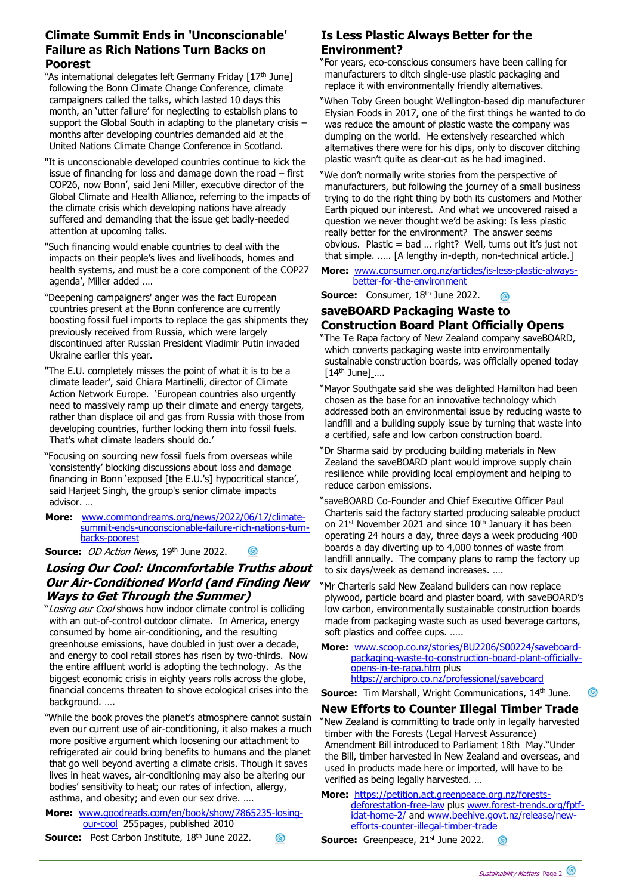## Climate Summit Ends in 'Unconscionable' Failure as Rich Nations Turn Backs on Poorest

"As international delegates left Germany Friday [17th June] following the Bonn Climate Change Conference, climate campaigners called the talks, which lasted 10 days this month, an 'utter failure' for neglecting to establish plans to support the Global South in adapting to the planetary crisis – months after developing countries demanded aid at the United Nations Climate Change Conference in Scotland.

"It is unconscionable developed countries continue to kick the issue of financing for loss and damage down the road – first COP26, now Bonn', said Jeni Miller, executive director of the Global Climate and Health Alliance, referring to the impacts of the climate crisis which developing nations have already suffered and demanding that the issue get badly-needed attention at upcoming talks.

"Such financing would enable countries to deal with the impacts on their people's lives and livelihoods, homes and health systems, and must be a core component of the COP27 agenda', Miller added ….

"Deepening campaigners' anger was the fact European countries present at the Bonn conference are currently boosting fossil fuel imports to replace the gas shipments they previously received from Russia, which were largely discontinued after Russian President Vladimir Putin invaded Ukraine earlier this year.

"The E.U. completely misses the point of what it is to be a climate leader', said Chiara Martinelli, director of Climate Action Network Europe. 'European countries also urgently need to massively ramp up their climate and energy targets, rather than displace oil and gas from Russia with those from developing countries, further locking them into fossil fuels. That's what climate leaders should do.'

"Focusing on sourcing new fossil fuels from overseas while 'consistently' blocking discussions about loss and damage financing in Bonn 'exposed [the E.U.'s] hypocritical stance', said Harjeet Singh, the group's senior climate impacts advisor. …

**More:** www.commondreams.org/news/2022/06/17/climate-summit-ends-unconscionable-failure-rich-nations-turn-backs-poorest

**Source:** *OD Action News*, 19th June 2022.

## *Losing Our Cool: Uncomfortable Truths about Our Air-Conditioned World (and Finding New Ways to Get Through the Summer)*

"*Losing our Cool* shows how indoor climate control is colliding with an out-of-control outdoor climate. In America, energy consumed by home air-conditioning, and the resulting greenhouse emissions, have doubled in just over a decade, and energy to cool retail stores has risen by two-thirds. Now the entire affluent world is adopting the technology. As the biggest economic crisis in eighty years rolls across the globe, financial concerns threaten to shove ecological crises into the background. ….

"While the book proves the planet's atmosphere cannot sustain even our current use of air-conditioning, it also makes a much more positive argument which loosening our attachment to refrigerated air could bring benefits to humans and the planet that go well beyond averting a climate crisis. Though it saves lives in heat waves, air-conditioning may also be altering our bodies' sensitivity to heat; our rates of infection, allergy, asthma, and obesity; and even our sex drive. ….

**More:** www.goodreads.com/en/book/show/7865235-losing-our-cool 255pages, published 2010

**Source:** Post Carbon Institute, 18th June 2022.

## Is Less Plastic Always Better for the Environment?

"For years, eco-conscious consumers have been calling for manufacturers to ditch single-use plastic packaging and replace it with environmentally friendly alternatives.

"When Toby Green bought Wellington-based dip manufacturer Elysian Foods in 2017, one of the first things he wanted to do was reduce the amount of plastic waste the company was dumping on the world. He extensively researched which alternatives there were for his dips, only to discover ditching plastic wasn't quite as clear-cut as he had imagined.

"We don't normally write stories from the perspective of manufacturers, but following the journey of a small business trying to do the right thing by both its customers and Mother Earth piqued our interest. And what we uncovered raised a question we never thought we'd be asking: Is less plastic really better for the environment? The answer seems obvious. Plastic = bad … right? Well, turns out it's just not that simple. ….. [A lengthy in-depth, non-technical article.]

**More:** www.consumer.org.nz/articles/is-less-plastic-always-better-for-the-environment

**Source:** Consumer, 18th June 2022.

## saveBOARD Packaging Waste to Construction Board Plant Officially Opens

"The Te Rapa factory of New Zealand company saveBOARD, which converts packaging waste into environmentally sustainable construction boards, was officially opened today [14th June] ….

"Mayor Southgate said she was delighted Hamilton had been chosen as the base for an innovative technology which addressed both an environmental issue by reducing waste to landfill and a building supply issue by turning that waste into a certified, safe and low carbon construction board.

"Dr Sharma said by producing building materials in New Zealand the saveBOARD plant would improve supply chain resilience while providing local employment and helping to reduce carbon emissions.

"saveBOARD Co-Founder and Chief Executive Officer Paul Charteris said the factory started producing saleable product on 21st November 2021 and since 10th January it has been operating 24 hours a day, three days a week producing 400 boards a day diverting up to 4,000 tonnes of waste from landfill annually. The company plans to ramp the factory up to six days/week as demand increases. ….

"Mr Charteris said New Zealand builders can now replace plywood, particle board and plaster board, with saveBOARD's low carbon, environmentally sustainable construction boards made from packaging waste such as used beverage cartons, soft plastics and coffee cups. …..

**More:** www.scoop.co.nz/stories/BU2206/S00224/saveboard-packaging-waste-to-construction-board-plant-officially-opens-in-te-rapa.htm plus https://archipro.co.nz/professional/saveboard

**Source:** Tim Marshall, Wright Communications, 14th June.

## New Efforts to Counter Illegal Timber Trade

"New Zealand is committing to trade only in legally harvested timber with the Forests (Legal Harvest Assurance) Amendment Bill introduced to Parliament 18th May."Under the Bill, timber harvested in New Zealand and overseas, and used in products made here or imported, will have to be verified as being legally harvested. …

**More:** https://petition.act.greenpeace.org.nz/forests-deforestation-free-law plus www.forest-trends.org/fptf-idat-home-2/ and www.beehive.govt.nz/release/new-efforts-counter-illegal-timber-trade

**Source:** Greenpeace, 21st June 2022.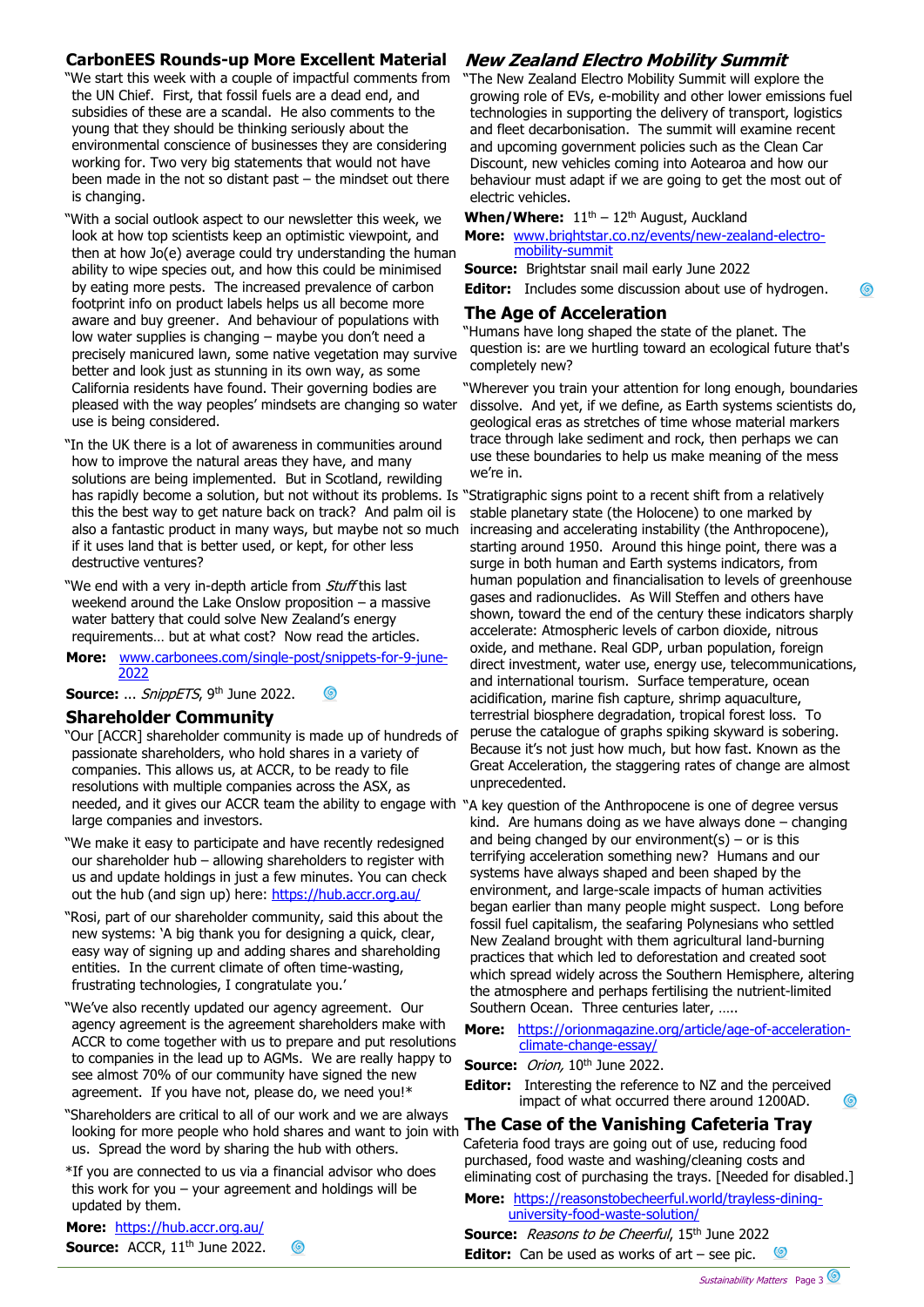## CarbonEES Rounds-up More Excellent Material

"We start this week with a couple of impactful comments from the UN Chief. First, that fossil fuels are a dead end, and subsidies of these are a scandal. He also comments to the young that they should be thinking seriously about the environmental conscience of businesses they are considering working for. Two very big statements that would not have been made in the not so distant past – the mindset out there is changing.

"With a social outlook aspect to our newsletter this week, we look at how top scientists keep an optimistic viewpoint, and then at how Jo(e) average could try understanding the human ability to wipe species out, and how this could be minimised by eating more pests. The increased prevalence of carbon footprint info on product labels helps us all become more aware and buy greener. And behaviour of populations with low water supplies is changing – maybe you don't need a precisely manicured lawn, some native vegetation may survive better and look just as stunning in its own way, as some California residents have found. Their governing bodies are pleased with the way peoples' mindsets are changing so water use is being considered.

"In the UK there is a lot of awareness in communities around how to improve the natural areas they have, and many solutions are being implemented. But in Scotland, rewilding has rapidly become a solution, but not without its problems. Is this the best way to get nature back on track? And palm oil is also a fantastic product in many ways, but maybe not so much if it uses land that is better used, or kept, for other less destructive ventures?

"We end with a very in-depth article from *Stuff* this last weekend around the Lake Onslow proposition – a massive water battery that could solve New Zealand's energy requirements… but at what cost? Now read the articles.

**More:** www.carbonees.com/single-post/snippets-for-9-june-2022

**Source:** … *SnippETS*, 9th June 2022.

## Shareholder Community

"Our [ACCR] shareholder community is made up of hundreds of passionate shareholders, who hold shares in a variety of companies. This allows us, at ACCR, to be ready to file resolutions with multiple companies across the ASX, as needed, and it gives our ACCR team the ability to engage with large companies and investors.

"We make it easy to participate and have recently redesigned our shareholder hub – allowing shareholders to register with us and update holdings in just a few minutes. You can check out the hub (and sign up) here: https://hub.accr.org.au/

"Rosi, part of our shareholder community, said this about the new systems: 'A big thank you for designing a quick, clear, easy way of signing up and adding shares and shareholding entities. In the current climate of often time-wasting, frustrating technologies, I congratulate you.'

"We've also recently updated our agency agreement. Our agency agreement is the agreement shareholders make with ACCR to come together with us to prepare and put resolutions to companies in the lead up to AGMs. We are really happy to see almost 70% of our community have signed the new agreement. If you have not, please do, we need you!*

"Shareholders are critical to all of our work and we are always looking for more people who hold shares and want to join with us. Spread the word by sharing the hub with others.

*If you are connected to us via a financial advisor who does this work for you – your agreement and holdings will be updated by them.

**More:** https://hub.accr.org.au/

**Source:** ACCR, 11th June 2022.

## *New Zealand Electro Mobility Summit*

"The New Zealand Electro Mobility Summit will explore the growing role of EVs, e-mobility and other lower emissions fuel technologies in supporting the delivery of transport, logistics and fleet decarbonisation. The summit will examine recent and upcoming government policies such as the Clean Car Discount, new vehicles coming into Aotearoa and how our behaviour must adapt if we are going to get the most out of electric vehicles.

**When/Where:** 11th – 12th August, Auckland

**More:** www.brightstar.co.nz/events/new-zealand-electro-mobility-summit

**Source:** Brightstar snail mail early June 2022

**Editor:** Includes some discussion about use of hydrogen.

## The Age of Acceleration

"Humans have long shaped the state of the planet. The question is: are we hurtling toward an ecological future that's completely new?

"Wherever you train your attention for long enough, boundaries dissolve. And yet, if we define, as Earth systems scientists do, geological eras as stretches of time whose material markers trace through lake sediment and rock, then perhaps we can use these boundaries to help us make meaning of the mess we're in.

"Stratigraphic signs point to a recent shift from a relatively stable planetary state (the Holocene) to one marked by increasing and accelerating instability (the Anthropocene), starting around 1950. Around this hinge point, there was a surge in both human and Earth systems indicators, from human population and financialisation to levels of greenhouse gases and radionuclides. As Will Steffen and others have shown, toward the end of the century these indicators sharply accelerate: Atmospheric levels of carbon dioxide, nitrous oxide, and methane. Real GDP, urban population, foreign direct investment, water use, energy use, telecommunications, and international tourism. Surface temperature, ocean acidification, marine fish capture, shrimp aquaculture, terrestrial biosphere degradation, tropical forest loss. To peruse the catalogue of graphs spiking skyward is sobering. Because it's not just how much, but how fast. Known as the Great Acceleration, the staggering rates of change are almost unprecedented.

"A key question of the Anthropocene is one of degree versus kind. Are humans doing as we have always done – changing and being changed by our environment(s) – or is this terrifying acceleration something new? Humans and our systems have always shaped and been shaped by the environment, and large-scale impacts of human activities began earlier than many people might suspect. Long before fossil fuel capitalism, the seafaring Polynesians who settled New Zealand brought with them agricultural land-burning practices that which led to deforestation and created soot which spread widely across the Southern Hemisphere, altering the atmosphere and perhaps fertilising the nutrient-limited Southern Ocean. Three centuries later, …..

**More:** https://orionmagazine.org/article/age-of-acceleration-climate-change-essay/

**Source:** *Orion,* 10th June 2022.

**Editor:** Interesting the reference to NZ and the perceived impact of what occurred there around 1200AD.

## The Case of the Vanishing Cafeteria Tray

Cafeteria food trays are going out of use, reducing food purchased, food waste and washing/cleaning costs and eliminating cost of purchasing the trays. [Needed for disabled.]

**More:** https://reasonstobecheerful.world/trayless-dining-university-food-waste-solution/

**Source:** *Reasons to be Cheerful*, 15th June 2022

**Editor:** Can be used as works of art – see pic.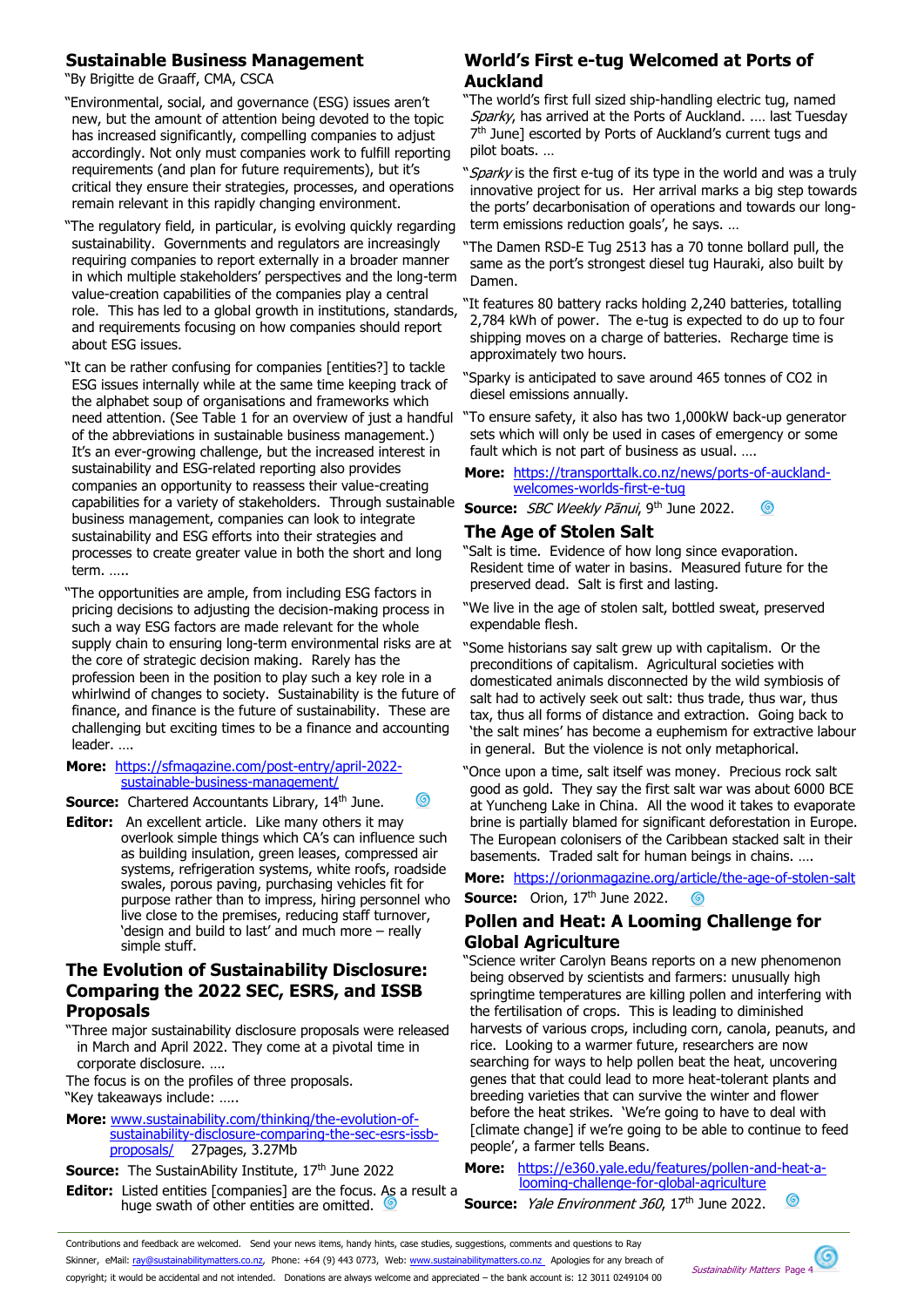## Sustainable Business Management

"By Brigitte de Graaff, CMA, CSCA

"Environmental, social, and governance (ESG) issues aren't new, but the amount of attention being devoted to the topic has increased significantly, compelling companies to adjust accordingly. Not only must companies work to fulfill reporting requirements (and plan for future requirements), but it's critical they ensure their strategies, processes, and operations remain relevant in this rapidly changing environment.

"The regulatory field, in particular, is evolving quickly regarding sustainability. Governments and regulators are increasingly requiring companies to report externally in a broader manner in which multiple stakeholders' perspectives and the long-term value-creation capabilities of the companies play a central role. This has led to a global growth in institutions, standards, and requirements focusing on how companies should report about ESG issues.

"It can be rather confusing for companies [entities?] to tackle ESG issues internally while at the same time keeping track of the alphabet soup of organisations and frameworks which need attention. (See Table 1 for an overview of just a handful of the abbreviations in sustainable business management.) It's an ever-growing challenge, but the increased interest in sustainability and ESG-related reporting also provides companies an opportunity to reassess their value-creating capabilities for a variety of stakeholders. Through sustainable business management, companies can look to integrate sustainability and ESG efforts into their strategies and processes to create greater value in both the short and long term. …..

"The opportunities are ample, from including ESG factors in pricing decisions to adjusting the decision-making process in such a way ESG factors are made relevant for the whole supply chain to ensuring long-term environmental risks are at the core of strategic decision making. Rarely has the profession been in the position to play such a key role in a whirlwind of changes to society. Sustainability is the future of finance, and finance is the future of sustainability. These are challenging but exciting times to be a finance and accounting leader. ….

**More:** https://sfmagazine.com/post-entry/april-2022-sustainable-business-management/

**Source:** Chartered Accountants Library, 14th June.

**Editor:** An excellent article. Like many others it may overlook simple things which CA's can influence such as building insulation, green leases, compressed air systems, refrigeration systems, white roofs, roadside swales, porous paving, purchasing vehicles fit for purpose rather than to impress, hiring personnel who live close to the premises, reducing staff turnover, 'design and build to last' and much more – really simple stuff.

## The Evolution of Sustainability Disclosure: Comparing the 2022 SEC, ESRS, and ISSB Proposals

"Three major sustainability disclosure proposals were released in March and April 2022. They come at a pivotal time in corporate disclosure. ….

The focus is on the profiles of three proposals.

"Key takeaways include: …..

**More:** www.sustainability.com/thinking/the-evolution-of-sustainability-disclosure-comparing-the-sec-esrs-issb-proposals/ 27pages, 3.27Mb

**Source:** The SustainAbility Institute, 17th June 2022

**Editor:** Listed entities [companies] are the focus. As a result a huge swath of other entities are omitted.

## World's First e-tug Welcomed at Ports of Auckland

"The world's first full sized ship-handling electric tug, named *Sparky*, has arrived at the Ports of Auckland. …. last Tuesday 7th June] escorted by Ports of Auckland's current tugs and pilot boats. …

"*Sparky* is the first e-tug of its type in the world and was a truly innovative project for us. Her arrival marks a big step towards the ports' decarbonisation of operations and towards our long-term emissions reduction goals', he says. …

"The Damen RSD-E Tug 2513 has a 70 tonne bollard pull, the same as the port's strongest diesel tug Hauraki, also built by Damen.

"It features 80 battery racks holding 2,240 batteries, totalling 2,784 kWh of power. The e-tug is expected to do up to four shipping moves on a charge of batteries. Recharge time is approximately two hours.

"Sparky is anticipated to save around 465 tonnes of $CO_2$ in diesel emissions annually.

"To ensure safety, it also has two 1,000kW back-up generator sets which will only be used in cases of emergency or some fault which is not part of business as usual. ….

**More:** https://transporttalk.co.nz/news/ports-of-auckland-welcomes-worlds-first-e-tug

**Source:** *SBC Weekly Pānui*, 9th June 2022.

## The Age of Stolen Salt

"Salt is time. Evidence of how long since evaporation. Resident time of water in basins. Measured future for the preserved dead. Salt is first and lasting.

"We live in the age of stolen salt, bottled sweat, preserved expendable flesh.

"Some historians say salt grew up with capitalism. Or the preconditions of capitalism. Agricultural societies with domesticated animals disconnected by the wild symbiosis of salt had to actively seek out salt: thus trade, thus war, thus tax, thus all forms of distance and extraction. Going back to 'the salt mines' has become a euphemism for extractive labour in general. But the violence is not only metaphorical.

"Once upon a time, salt itself was money. Precious rock salt good as gold. They say the first salt war was about 6000 BCE at Yuncheng Lake in China. All the wood it takes to evaporate brine is partially blamed for significant deforestation in Europe. The European colonisers of the Caribbean stacked salt in their basements. Traded salt for human beings in chains. ….

**More:** https://orionmagazine.org/article/the-age-of-stolen-salt

**Source:** Orion, 17th June 2022.

## Pollen and Heat: A Looming Challenge for Global Agriculture

"Science writer Carolyn Beans reports on a new phenomenon being observed by scientists and farmers: unusually high springtime temperatures are killing pollen and interfering with the fertilisation of crops. This is leading to diminished harvests of various crops, including corn, canola, peanuts, and rice. Looking to a warmer future, researchers are now searching for ways to help pollen beat the heat, uncovering genes that that could lead to more heat-tolerant plants and breeding varieties that can survive the winter and flower before the heat strikes. 'We're going to have to deal with [climate change] if we're going to be able to continue to feed people', a farmer tells Beans.

**More:** https://e360.yale.edu/features/pollen-and-heat-a-looming-challenge-for-global-agriculture

**Source:** *Yale Environment 360*, 17th June 2022.

---

Contributions and feedback are welcomed. Send your news items, handy hints, case studies, suggestions, comments and questions to Ray Skinner, eMail: ray@sustainabilitymatters.co.nz, Phone: +64 (9) 443 0773, Web: www.sustainabilitymatters.co.nz Apologies for any breach of copyright; it would be accidental and not intended. Donations are always welcome and appreciated – the bank account is: 12 3011 0249104 00